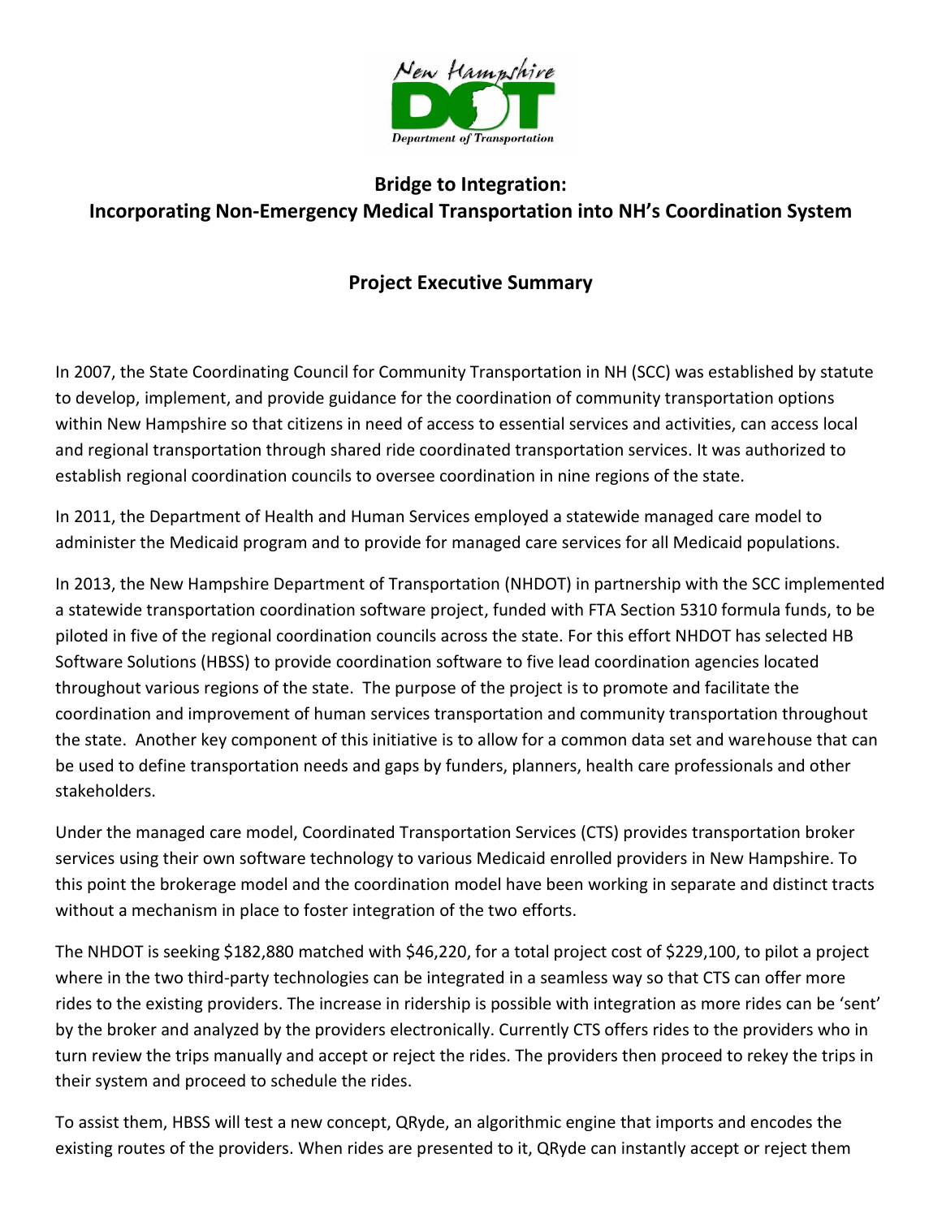# Bridge to Integration: Incorporating Non-Emergency Medical Transportation into NH's Coordination System

## Project Executive Summary

In 2007, the State Coordinating Council for Community Transportation in NH (SCC) was established by statute to develop, implement, and provide guidance for the coordination of community transportation options within New Hampshire so that citizens in need of access to essential services and activities, can access local and regional transportation through shared ride coordinated transportation services. It was authorized to establish regional coordination councils to oversee coordination in nine regions of the state.

In 2011, the Department of Health and Human Services employed a statewide managed care model to administer the Medicaid program and to provide for managed care services for all Medicaid populations.

In 2013, the New Hampshire Department of Transportation (NHDOT) in partnership with the SCC implemented a statewide transportation coordination software project, funded with FTA Section 5310 formula funds, to be piloted in five of the regional coordination councils across the state. For this effort NHDOT has selected HB Software Solutions (HBSS) to provide coordination software to five lead coordination agencies located throughout various regions of the state. The purpose of the project is to promote and facilitate the coordination and improvement of human services transportation and community transportation throughout the state. Another key component of this initiative is to allow for a common data set and warehouse that can be used to define transportation needs and gaps by funders, planners, health care professionals and other stakeholders.

Under the managed care model, Coordinated Transportation Services (CTS) provides transportation broker services using their own software technology to various Medicaid enrolled providers in New Hampshire. To this point the brokerage model and the coordination model have been working in separate and distinct tracts without a mechanism in place to foster integration of the two efforts.

The NHDOT is seeking $182,880 matched with $46,220, for a total project cost of $229,100, to pilot a project where in the two third-party technologies can be integrated in a seamless way so that CTS can offer more rides to the existing providers. The increase in ridership is possible with integration as more rides can be 'sent' by the broker and analyzed by the providers electronically. Currently CTS offers rides to the providers who in turn review the trips manually and accept or reject the rides. The providers then proceed to rekey the trips in their system and proceed to schedule the rides.

To assist them, HBSS will test a new concept, QRyde, an algorithmic engine that imports and encodes the existing routes of the providers. When rides are presented to it, QRyde can instantly accept or reject them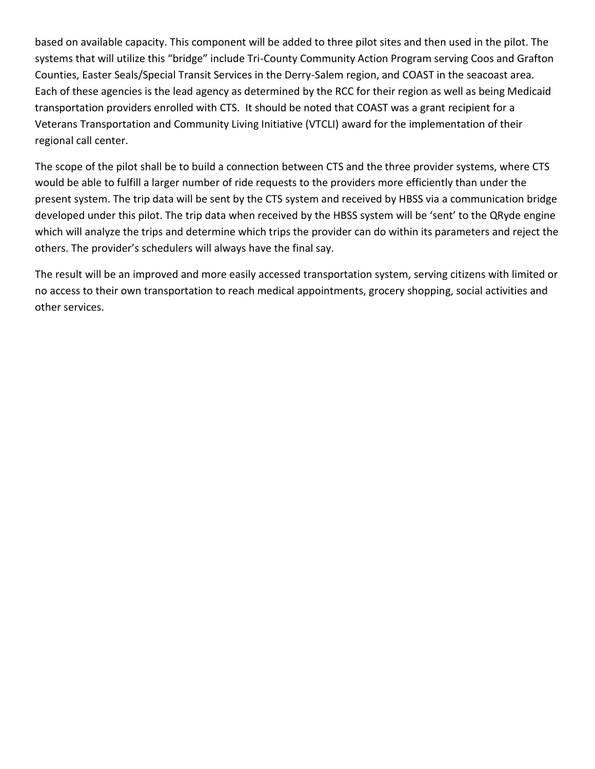based on available capacity. This component will be added to three pilot sites and then used in the pilot. The systems that will utilize this “bridge” include Tri-County Community Action Program serving Coos and Grafton Counties, Easter Seals/Special Transit Services in the Derry-Salem region, and COAST in the seacoast area. Each of these agencies is the lead agency as determined by the RCC for their region as well as being Medicaid transportation providers enrolled with CTS. It should be noted that COAST was a grant recipient for a Veterans Transportation and Community Living Initiative (VTCLI) award for the implementation of their regional call center.

The scope of the pilot shall be to build a connection between CTS and the three provider systems, where CTS would be able to fulfill a larger number of ride requests to the providers more efficiently than under the present system. The trip data will be sent by the CTS system and received by HBSS via a communication bridge developed under this pilot. The trip data when received by the HBSS system will be ‘sent’ to the QRyde engine which will analyze the trips and determine which trips the provider can do within its parameters and reject the others. The provider’s schedulers will always have the final say.

The result will be an improved and more easily accessed transportation system, serving citizens with limited or no access to their own transportation to reach medical appointments, grocery shopping, social activities and other services.